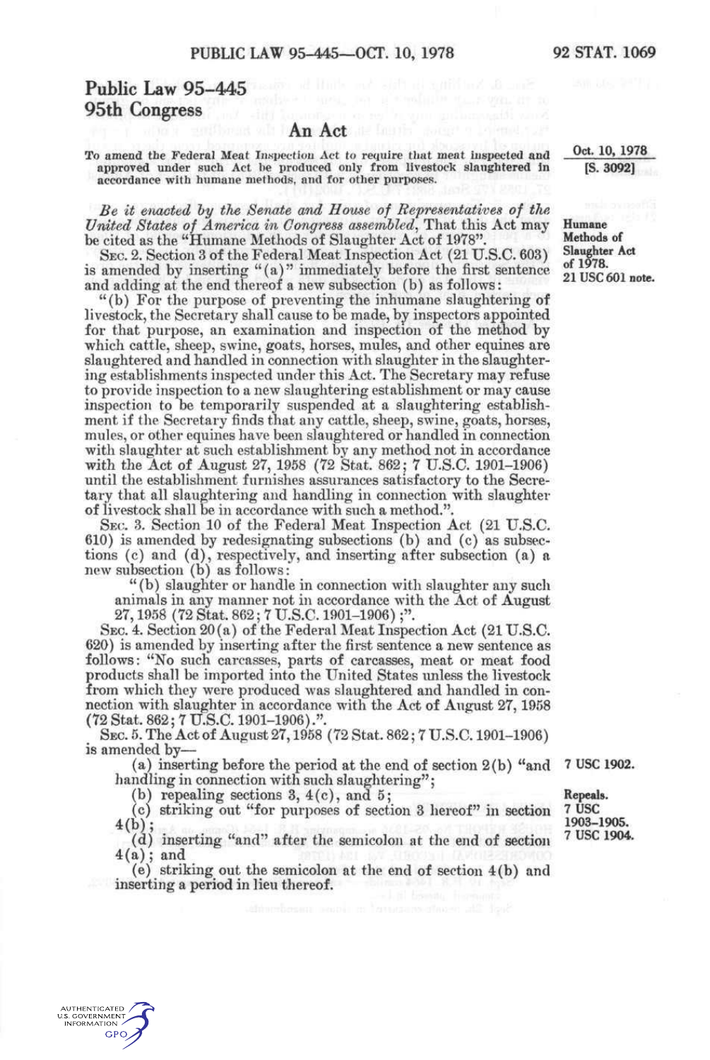# Public Law 95-445
## 95th Congress

## An Act

To amend the Federal Meat Inspection Act to require that meat inspected and approved under such Act be produced only from livestock slaughtered in accordance with humane methods, and for other purposes.

Oct. 10, 1978
[S. 3092]

*Be it enacted by the Senate and House of Representatives of the United States of America in Congress assembled,* That this Act may be cited as the "Humane Methods of Slaughter Act of 1978".

**Humane Methods of Slaughter Act of 1978.**
**21 USC 601 note.**

SEC. 2. Section 3 of the Federal Meat Inspection Act (21 U.S.C. 603) is amended by inserting "(a)" immediately before the first sentence and adding at the end thereof a new subsection (b) as follows:

"(b) For the purpose of preventing the inhumane slaughtering of livestock, the Secretary shall cause to be made, by inspectors appointed for that purpose, an examination and inspection of the method by which cattle, sheep, swine, goats, horses, mules, and other equines are slaughtered and handled in connection with slaughter in the slaughtering establishments inspected under this Act. The Secretary may refuse to provide inspection to a new slaughtering establishment or may cause inspection to be temporarily suspended at a slaughtering establishment if the Secretary finds that any cattle, sheep, swine, goats, horses, mules, or other equines have been slaughtered or handled in connection with slaughter at such establishment by any method not in accordance with the Act of August 27, 1958 (72 Stat. 862; 7 U.S.C. 1901–1906) until the establishment furnishes assurances satisfactory to the Secretary that all slaughtering and handling in connection with slaughter of livestock shall be in accordance with such a method.".

SEC. 3. Section 10 of the Federal Meat Inspection Act (21 U.S.C. 610) is amended by redesignating subsections (b) and (c) as subsections (c) and (d), respectively, and inserting after subsection (a) a new subsection (b) as follows:

"(b) slaughter or handle in connection with slaughter any such animals in any manner not in accordance with the Act of August 27, 1958 (72 Stat. 862; 7 U.S.C. 1901–1906);".

SEC. 4. Section 20(a) of the Federal Meat Inspection Act (21 U.S.C. 620) is amended by inserting after the first sentence a new sentence as follows: "No such carcasses, parts of carcasses, meat or meat food products shall be imported into the United States unless the livestock from which they were produced was slaughtered and handled in connection with slaughter in accordance with the Act of August 27, 1958 (72 Stat. 862; 7 U.S.C. 1901–1906).".

SEC. 5. The Act of August 27, 1958 (72 Stat. 862; 7 U.S.C. 1901–1906) is amended by—

(a) inserting before the period at the end of section 2(b) "and handling in connection with such slaughtering"; **7 USC 1902.**

(b) repealing sections 3, 4(c), and 5; **Repeals. 7 USC 1903–1905.**

(c) striking out "for purposes of section 3 hereof" in section 4(b); **7 USC 1904.**

(d) inserting "and" after the semicolon at the end of section 4(a); and

(e) striking out the semicolon at the end of section 4(b) and inserting a period in lieu thereof.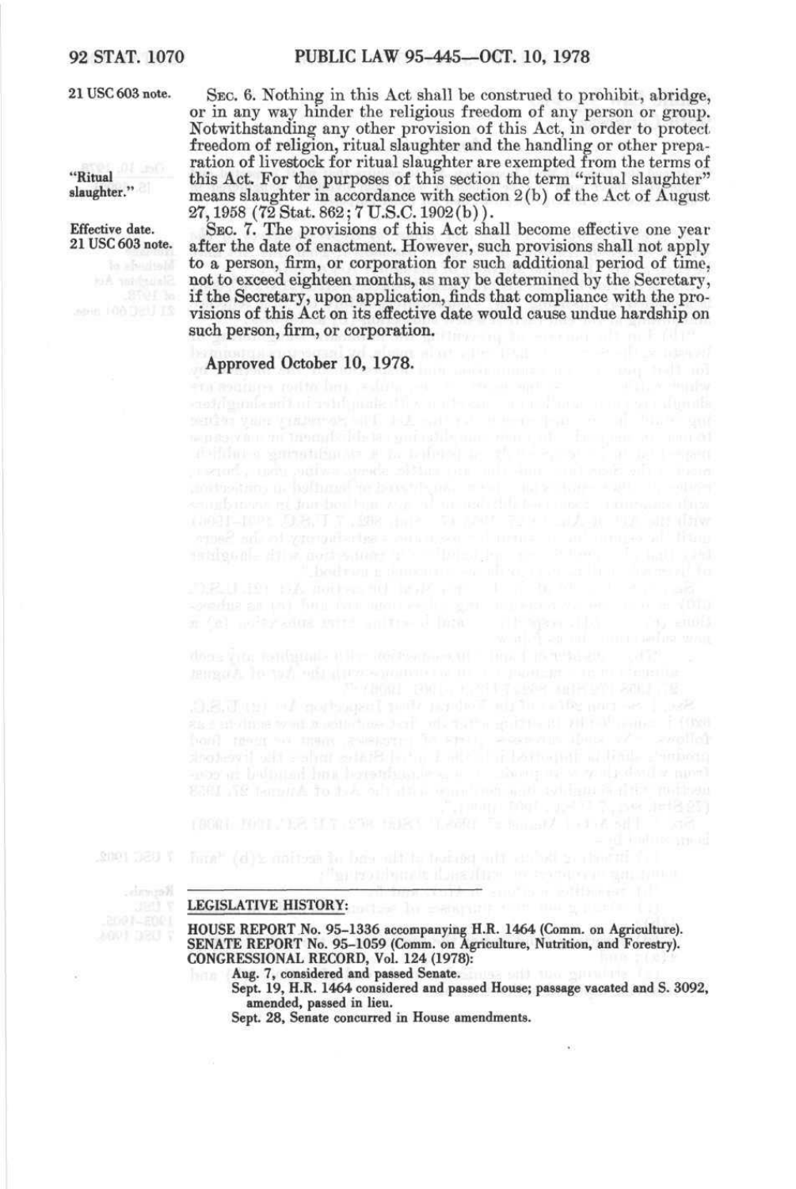21 USC 603 note.

SEC. 6. Nothing in this Act shall be construed to prohibit, abridge, or in any way hinder the religious freedom of any person or group. Notwithstanding any other provision of this Act, in order to protect freedom of religion, ritual slaughter and the handling or other preparation of livestock for ritual slaughter are exempted from the terms of this Act. For the purposes of this section the term "ritual slaughter" means slaughter in accordance with section 2(b) of the Act of August 27, 1958 (72 Stat. 862; 7 U.S.C. 1902(b)).

"Ritual slaughter."

Effective date.
21 USC 603 note.

SEC. 7. The provisions of this Act shall become effective one year after the date of enactment. However, such provisions shall not apply to a person, firm, or corporation for such additional period of time, not to exceed eighteen months, as may be determined by the Secretary, if the Secretary, upon application, finds that compliance with the provisions of this Act on its effective date would cause undue hardship on such person, firm, or corporation.

Approved October 10, 1978.

---

**LEGISLATIVE HISTORY:**

**HOUSE REPORT No. 95-1336 accompanying H.R. 1464 (Comm. on Agriculture).**
**SENATE REPORT No. 95-1059 (Comm. on Agriculture, Nutrition, and Forestry).**
**CONGRESSIONAL RECORD, Vol. 124 (1978):**
- **Aug. 7, considered and passed Senate.**
- **Sept. 19, H.R. 1464 considered and passed House; passage vacated and S. 3092, amended, passed in lieu.**
- **Sept. 28, Senate concurred in House amendments.**